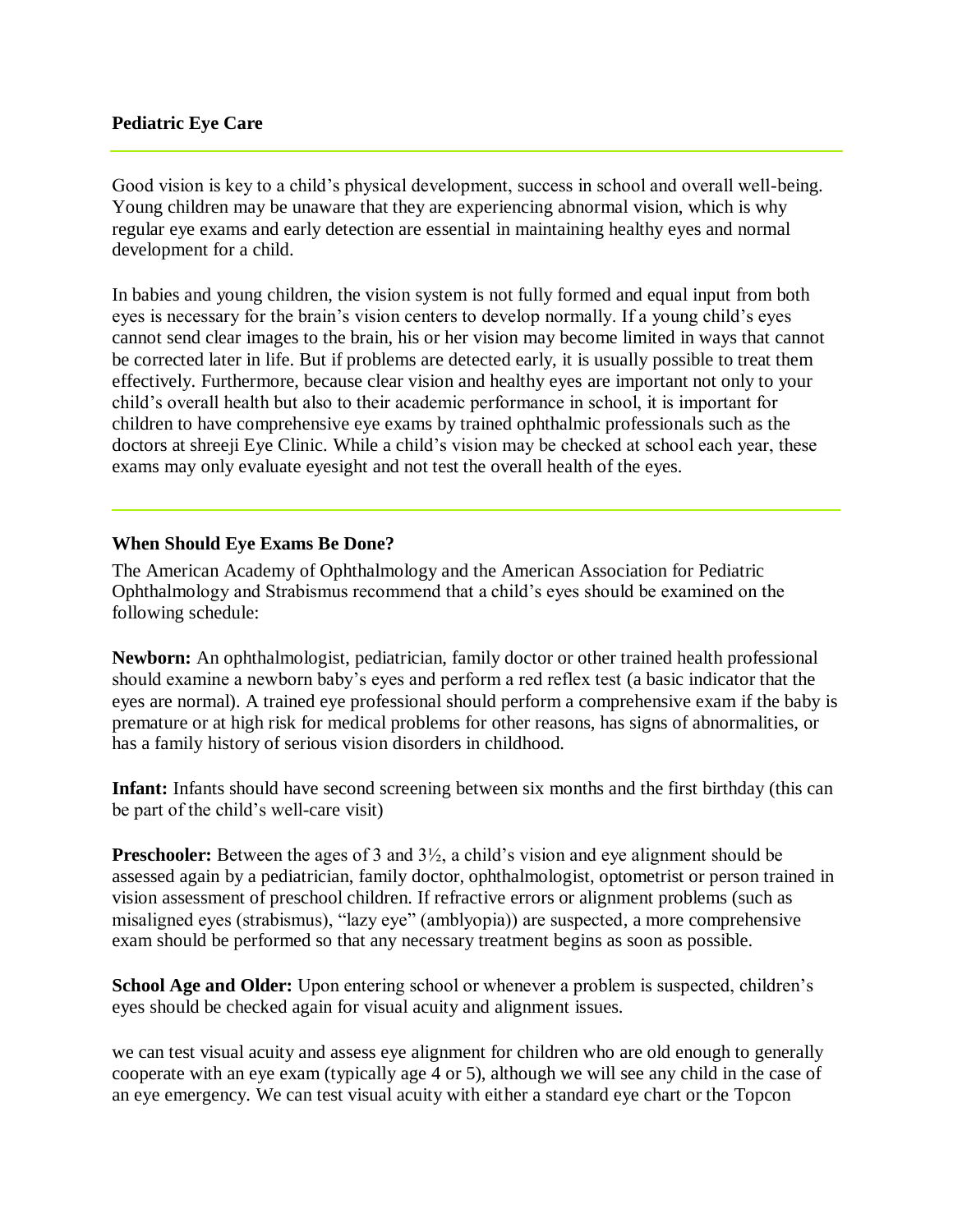## Pediatric Eye Care

Good vision is key to a child's physical development, success in school and overall well-being. Young children may be unaware that they are experiencing abnormal vision, which is why regular eye exams and early detection are essential in maintaining healthy eyes and normal development for a child.

In babies and young children, the vision system is not fully formed and equal input from both eyes is necessary for the brain's vision centers to develop normally. If a young child's eyes cannot send clear images to the brain, his or her vision may become limited in ways that cannot be corrected later in life. But if problems are detected early, it is usually possible to treat them effectively. Furthermore, because clear vision and healthy eyes are important not only to your child's overall health but also to their academic performance in school, it is important for children to have comprehensive eye exams by trained ophthalmic professionals such as the doctors at shreeji Eye Clinic. While a child's vision may be checked at school each year, these exams may only evaluate eyesight and not test the overall health of the eyes.

---

### When Should Eye Exams Be Done?

The American Academy of Ophthalmology and the American Association for Pediatric Ophthalmology and Strabismus recommend that a child's eyes should be examined on the following schedule:

**Newborn:** An ophthalmologist, pediatrician, family doctor or other trained health professional should examine a newborn baby's eyes and perform a red reflex test (a basic indicator that the eyes are normal). A trained eye professional should perform a comprehensive exam if the baby is premature or at high risk for medical problems for other reasons, has signs of abnormalities, or has a family history of serious vision disorders in childhood.

**Infant:** Infants should have second screening between six months and the first birthday (this can be part of the child's well-care visit)

**Preschooler:** Between the ages of 3 and 3½, a child's vision and eye alignment should be assessed again by a pediatrician, family doctor, ophthalmologist, optometrist or person trained in vision assessment of preschool children. If refractive errors or alignment problems (such as misaligned eyes (strabismus), "lazy eye" (amblyopia)) are suspected, a more comprehensive exam should be performed so that any necessary treatment begins as soon as possible.

**School Age and Older:** Upon entering school or whenever a problem is suspected, children's eyes should be checked again for visual acuity and alignment issues.

we can test visual acuity and assess eye alignment for children who are old enough to generally cooperate with an eye exam (typically age 4 or 5), although we will see any child in the case of an eye emergency. We can test visual acuity with either a standard eye chart or the Topcon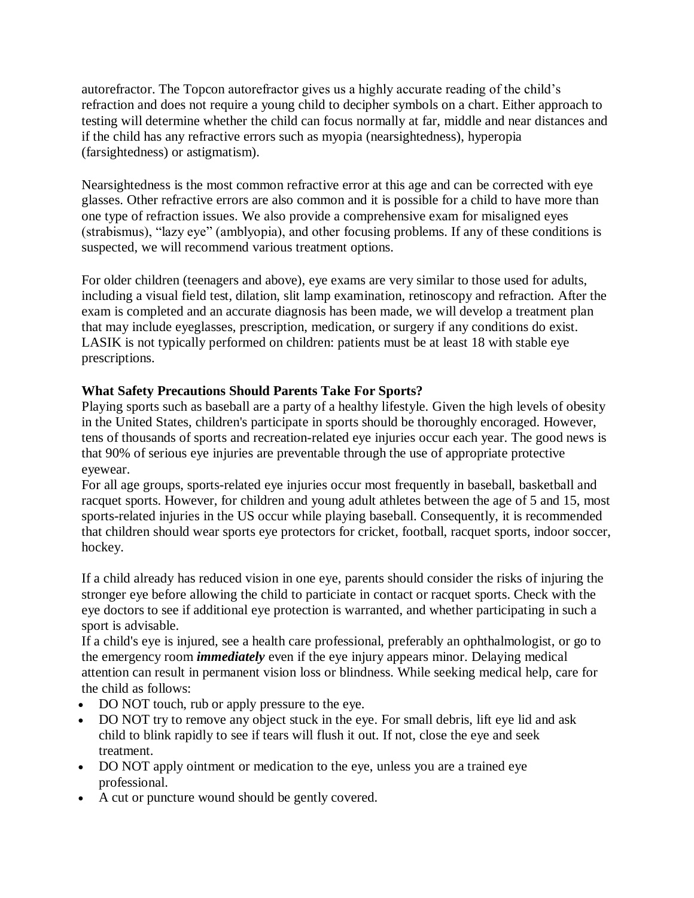autorefractor. The Topcon autorefractor gives us a highly accurate reading of the child's refraction and does not require a young child to decipher symbols on a chart. Either approach to testing will determine whether the child can focus normally at far, middle and near distances and if the child has any refractive errors such as myopia (nearsightedness), hyperopia (farsightedness) or astigmatism).

Nearsightedness is the most common refractive error at this age and can be corrected with eye glasses. Other refractive errors are also common and it is possible for a child to have more than one type of refraction issues. We also provide a comprehensive exam for misaligned eyes (strabismus), "lazy eye" (amblyopia), and other focusing problems. If any of these conditions is suspected, we will recommend various treatment options.

For older children (teenagers and above), eye exams are very similar to those used for adults, including a visual field test, dilation, slit lamp examination, retinoscopy and refraction. After the exam is completed and an accurate diagnosis has been made, we will develop a treatment plan that may include eyeglasses, prescription, medication, or surgery if any conditions do exist. LASIK is not typically performed on children: patients must be at least 18 with stable eye prescriptions.

**What Safety Precautions Should Parents Take For Sports?**

Playing sports such as baseball are a party of a healthy lifestyle. Given the high levels of obesity in the United States, children's participate in sports should be thoroughly encoraged. However, tens of thousands of sports and recreation-related eye injuries occur each year. The good news is that 90% of serious eye injuries are preventable through the use of appropriate protective eyewear.

For all age groups, sports-related eye injuries occur most frequently in baseball, basketball and racquet sports. However, for children and young adult athletes between the age of 5 and 15, most sports-related injuries in the US occur while playing baseball. Consequently, it is recommended that children should wear sports eye protectors for cricket, football, racquet sports, indoor soccer, hockey.

If a child already has reduced vision in one eye, parents should consider the risks of injuring the stronger eye before allowing the child to particiate in contact or racquet sports. Check with the eye doctors to see if additional eye protection is warranted, and whether participating in such a sport is advisable.

If a child's eye is injured, see a health care professional, preferably an ophthalmologist, or go to the emergency room ***immediately*** even if the eye injury appears minor. Delaying medical attention can result in permanent vision loss or blindness. While seeking medical help, care for the child as follows:

- DO NOT touch, rub or apply pressure to the eye.
- DO NOT try to remove any object stuck in the eye. For small debris, lift eye lid and ask child to blink rapidly to see if tears will flush it out. If not, close the eye and seek treatment.
- DO NOT apply ointment or medication to the eye, unless you are a trained eye professional.
- A cut or puncture wound should be gently covered.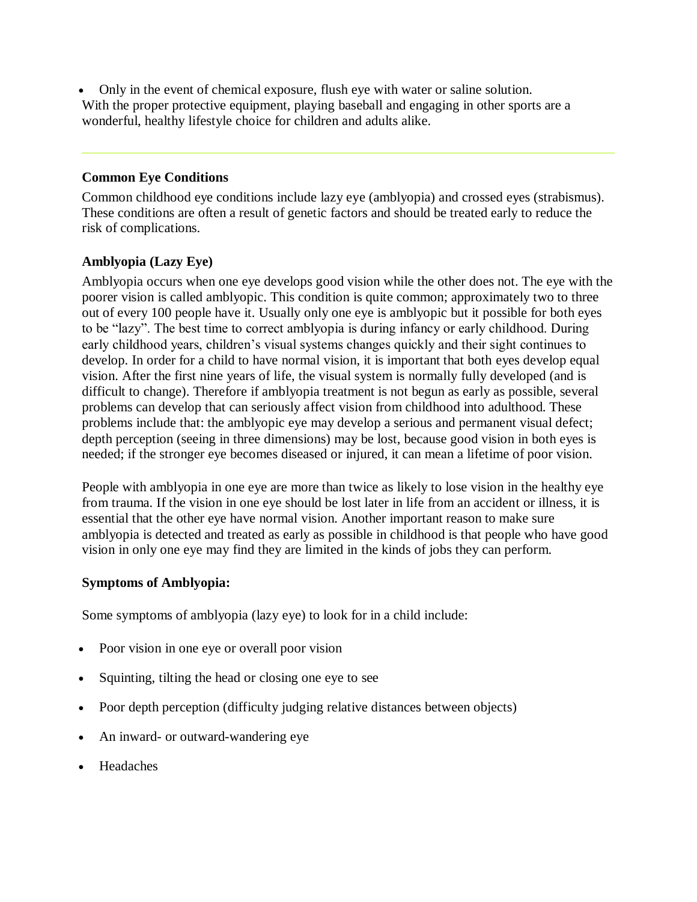- Only in the event of chemical exposure, flush eye with water or saline solution.

With the proper protective equipment, playing baseball and engaging in other sports are a wonderful, healthy lifestyle choice for children and adults alike.

---

**Common Eye Conditions**

Common childhood eye conditions include lazy eye (amblyopia) and crossed eyes (strabismus). These conditions are often a result of genetic factors and should be treated early to reduce the risk of complications.

**Amblyopia (Lazy Eye)**

Amblyopia occurs when one eye develops good vision while the other does not. The eye with the poorer vision is called amblyopic. This condition is quite common; approximately two to three out of every 100 people have it. Usually only one eye is amblyopic but it possible for both eyes to be "lazy". The best time to correct amblyopia is during infancy or early childhood. During early childhood years, children's visual systems changes quickly and their sight continues to develop. In order for a child to have normal vision, it is important that both eyes develop equal vision. After the first nine years of life, the visual system is normally fully developed (and is difficult to change). Therefore if amblyopia treatment is not begun as early as possible, several problems can develop that can seriously affect vision from childhood into adulthood. These problems include that: the amblyopic eye may develop a serious and permanent visual defect; depth perception (seeing in three dimensions) may be lost, because good vision in both eyes is needed; if the stronger eye becomes diseased or injured, it can mean a lifetime of poor vision.

People with amblyopia in one eye are more than twice as likely to lose vision in the healthy eye from trauma. If the vision in one eye should be lost later in life from an accident or illness, it is essential that the other eye have normal vision. Another important reason to make sure amblyopia is detected and treated as early as possible in childhood is that people who have good vision in only one eye may find they are limited in the kinds of jobs they can perform.

**Symptoms of Amblyopia:**

Some symptoms of amblyopia (lazy eye) to look for in a child include:

- Poor vision in one eye or overall poor vision
- Squinting, tilting the head or closing one eye to see
- Poor depth perception (difficulty judging relative distances between objects)
- An inward- or outward-wandering eye
- Headaches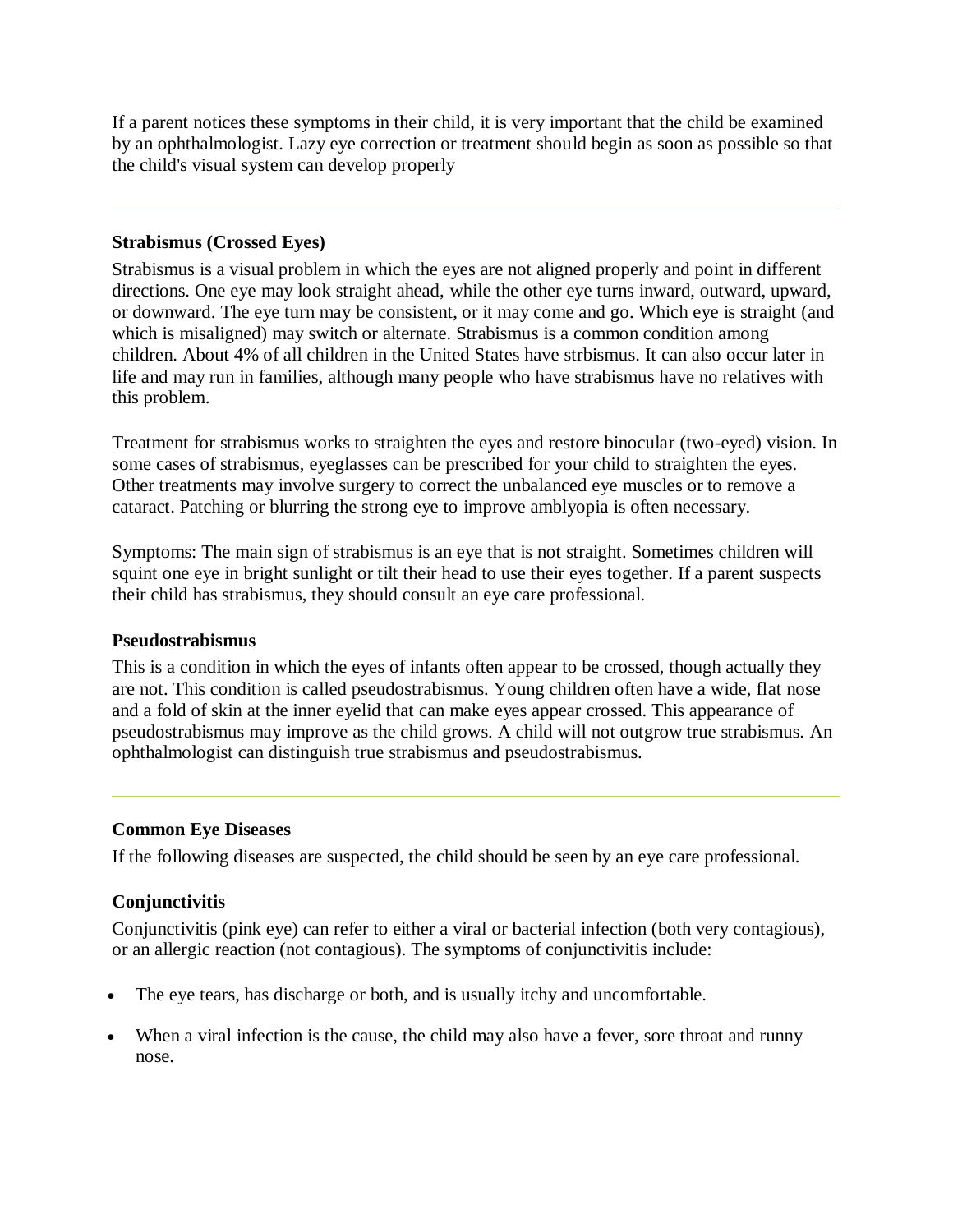If a parent notices these symptoms in their child, it is very important that the child be examined by an ophthalmologist. Lazy eye correction or treatment should begin as soon as possible so that the child's visual system can develop properly

---

**Strabismus (Crossed Eyes)**

Strabismus is a visual problem in which the eyes are not aligned properly and point in different directions. One eye may look straight ahead, while the other eye turns inward, outward, upward, or downward. The eye turn may be consistent, or it may come and go. Which eye is straight (and which is misaligned) may switch or alternate. Strabismus is a common condition among children. About 4% of all children in the United States have strbismus. It can also occur later in life and may run in families, although many people who have strabismus have no relatives with this problem.

Treatment for strabismus works to straighten the eyes and restore binocular (two-eyed) vision. In some cases of strabismus, eyeglasses can be prescribed for your child to straighten the eyes. Other treatments may involve surgery to correct the unbalanced eye muscles or to remove a cataract. Patching or blurring the strong eye to improve amblyopia is often necessary.

Symptoms: The main sign of strabismus is an eye that is not straight. Sometimes children will squint one eye in bright sunlight or tilt their head to use their eyes together. If a parent suspects their child has strabismus, they should consult an eye care professional.

**Pseudostrabismus**

This is a condition in which the eyes of infants often appear to be crossed, though actually they are not. This condition is called pseudostrabismus. Young children often have a wide, flat nose and a fold of skin at the inner eyelid that can make eyes appear crossed. This appearance of pseudostrabismus may improve as the child grows. A child will not outgrow true strabismus. An ophthalmologist can distinguish true strabismus and pseudostrabismus.

---

**Common Eye Diseases**

If the following diseases are suspected, the child should be seen by an eye care professional.

**Conjunctivitis**

Conjunctivitis (pink eye) can refer to either a viral or bacterial infection (both very contagious), or an allergic reaction (not contagious). The symptoms of conjunctivitis include:

- The eye tears, has discharge or both, and is usually itchy and uncomfortable.
- When a viral infection is the cause, the child may also have a fever, sore throat and runny nose.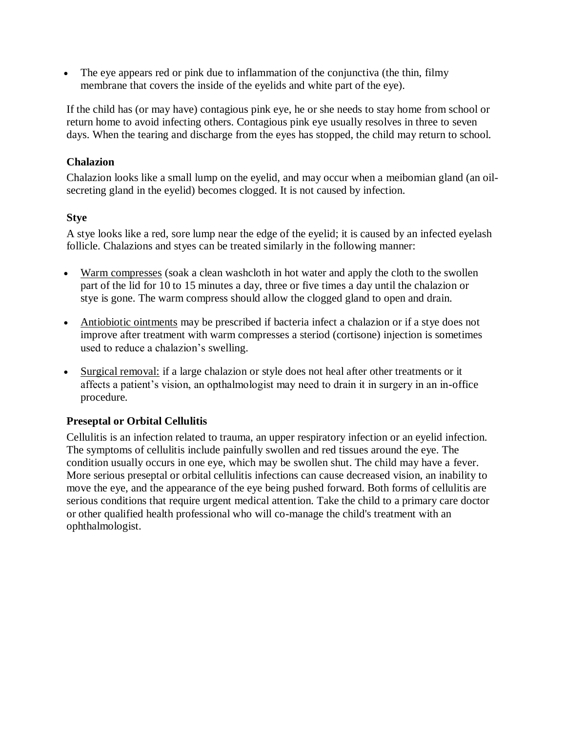- The eye appears red or pink due to inflammation of the conjunctiva (the thin, filmy membrane that covers the inside of the eyelids and white part of the eye).

If the child has (or may have) contagious pink eye, he or she needs to stay home from school or return home to avoid infecting others. Contagious pink eye usually resolves in three to seven days. When the tearing and discharge from the eyes has stopped, the child may return to school.

**Chalazion**

Chalazion looks like a small lump on the eyelid, and may occur when a meibomian gland (an oil-secreting gland in the eyelid) becomes clogged. It is not caused by infection.

**Stye**

A stye looks like a red, sore lump near the edge of the eyelid; it is caused by an infected eyelash follicle. Chalazions and styes can be treated similarly in the following manner:

- <u>Warm compresses</u> (soak a clean washcloth in hot water and apply the cloth to the swollen part of the lid for 10 to 15 minutes a day, three or five times a day until the chalazion or stye is gone. The warm compress should allow the clogged gland to open and drain.
- <u>Antiobiotic ointments</u> may be prescribed if bacteria infect a chalazion or if a stye does not improve after treatment with warm compresses a steriod (cortisone) injection is sometimes used to reduce a chalazion's swelling.
- <u>Surgical removal:</u> if a large chalazion or style does not heal after other treatments or it affects a patient's vision, an opthalmologist may need to drain it in surgery in an in-office procedure.

**Preseptal or Orbital Cellulitis**

Cellulitis is an infection related to trauma, an upper respiratory infection or an eyelid infection. The symptoms of cellulitis include painfully swollen and red tissues around the eye. The condition usually occurs in one eye, which may be swollen shut. The child may have a fever. More serious preseptal or orbital cellulitis infections can cause decreased vision, an inability to move the eye, and the appearance of the eye being pushed forward. Both forms of cellulitis are serious conditions that require urgent medical attention. Take the child to a primary care doctor or other qualified health professional who will co-manage the child's treatment with an ophthalmologist.